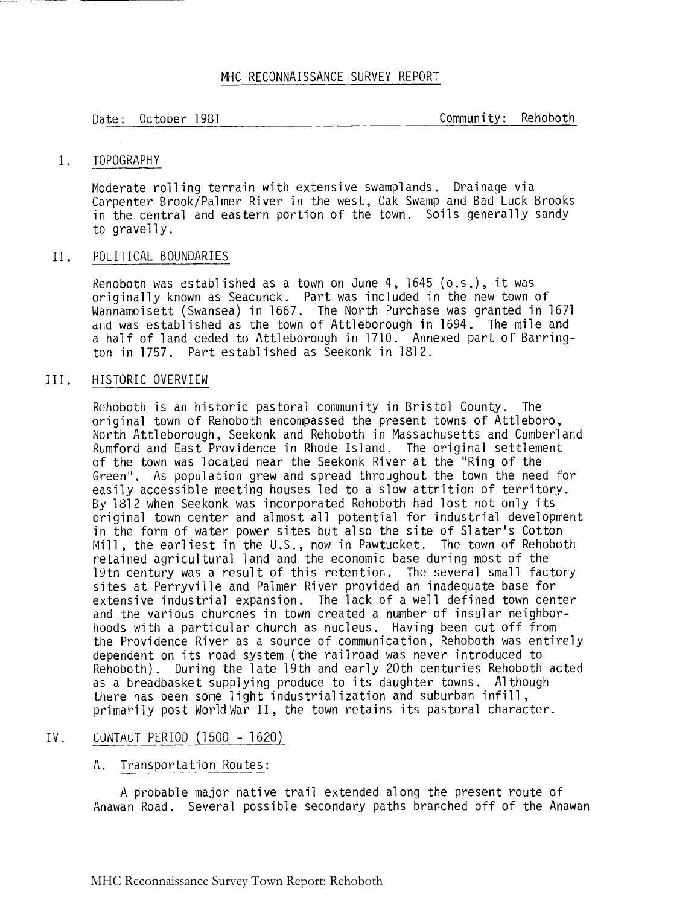# MHC RECONNAISSANCE SURVEY REPORT

Date: October 1981 Community: Rehoboth

## I. TOPOGRAPHY

Moderate rolling terrain with extensive swamplands. Drainage via Carpenter Brook/Palmer River in the west, Oak Swamp and Bad Luck Brooks in the central and eastern portion of the town. Soils generally sandy to gravelly.

## II. POLITICAL BOUNDARIES

Rehoboth was established as a town on June 4, 1645 (o.s.), it was originally known as Seacunck. Part was included in the new town of Wannamoisett (Swansea) in 1667. The North Purchase was granted in 1671 and was established as the town of Attleborough in 1694. The mile and a half of land ceded to Attleborough in 1710. Annexed part of Barrington in 1757. Part established as Seekonk in 1812.

## III. HISTORIC OVERVIEW

Rehoboth is an historic pastoral community in Bristol County. The original town of Rehoboth encompassed the present towns of Attleboro, North Attleborough, Seekonk and Rehoboth in Massachusetts and Cumberland Rumford and East Providence in Rhode Island. The original settlement of the town was located near the Seekonk River at the "Ring of the Green". As population grew and spread throughout the town the need for easily accessible meeting houses led to a slow attrition of territory. By 1812 when Seekonk was incorporated Rehoboth had lost not only its original town center and almost all potential for industrial development in the form of water power sites but also the site of Slater's Cotton Mill, the earliest in the U.S., now in Pawtucket. The town of Rehoboth retained agricultural land and the economic base during most of the 19th century was a result of this retention. The several small factory sites at Perryville and Palmer River provided an inadequate base for extensive industrial expansion. The lack of a well defined town center and the various churches in town created a number of insular neighborhoods with a particular church as nucleus. Having been cut off from the Providence River as a source of communication, Rehoboth was entirely dependent on its road system (the railroad was never introduced to Rehoboth). During the late 19th and early 20th centuries Rehoboth acted as a breadbasket supplying produce to its daughter towns. Although there has been some light industrialization and suburban infill, primarily post World War II, the town retains its pastoral character.

## IV. CONTACT PERIOD (1500 - 1620)

### A. Transportation Routes:

A probable major native trail extended along the present route of Anawan Road. Several possible secondary paths branched off of the Anawan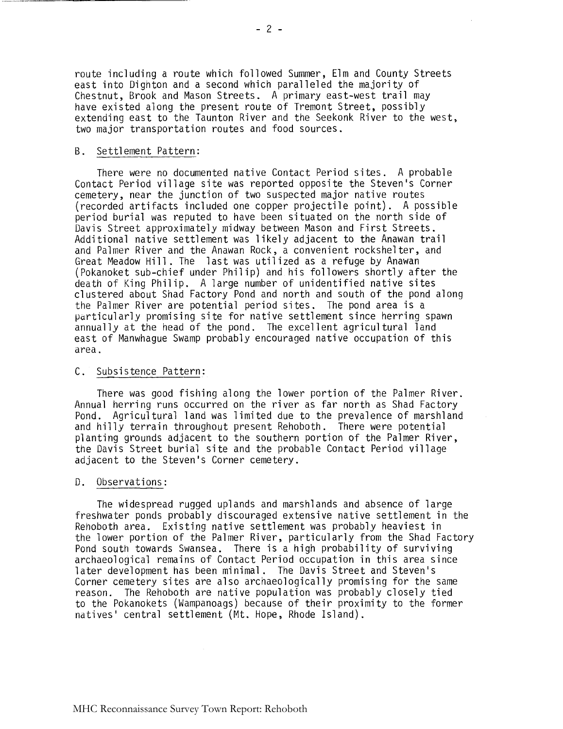route including a route which followed Summer, Elm and County Streets east into Dighton and a second which paralleled the majority of Chestnut, Brook and Mason Streets. A primary east-west trail may have existed along the present route of Tremont Street, possibly extending east to the Taunton River and the Seekonk River to the west, two major transportation routes and food sources.

### B. Settlement Pattern:

There were no documented native Contact Period sites. A probable Contact Period village site was reported opposite the Steven's Corner cemetery, near the junction of two suspected major native routes (recorded artifacts included one copper projectile point). A possible period burial was reputed to have been situated on the north side of Davis Street approximately midway between Mason and First Streets. Additional native settlement was likely adjacent to the Anawan trail and Palmer River and the Anawan Rock, a convenient rockshelter, and Great Meadow Hill. The last was utilized as a refuge by Anawan (Pokanoket sub-chief under Philip) and his followers shortly after the death of King Philip. A large number of unidentified native sites clustered about Shad Factory Pond and north and south of the pond along the Palmer River are potential period sites. The pond area is a particularly promising site for native settlement since herring spawn annually at the head of the pond. The excellent agricultural land east of Manwhague Swamp probably encouraged native occupation of this area.

### C. Subsistence Pattern:

There was good fishing along the lower portion of the Palmer River. Annual herring runs occurred on the river as far north as Shad Factory Pond. Agricultural land was limited due to the prevalence of marshland and hilly terrain throughout present Rehoboth. There were potential planting grounds adjacent to the southern portion of the Palmer River, the Davis Street burial site and the probable Contact Period village adjacent to the Steven's Corner cemetery.

### D. Observations:

The widespread rugged uplands and marshlands and absence of large freshwater ponds probably discouraged extensive native settlement in the Rehoboth area. Existing native settlement was probably heaviest in the lower portion of the Palmer River, particularly from the Shad Factory Pond south towards Swansea. There is a high probability of surviving archaeological remains of Contact Period occupation in this area since later development has been minimal. The Davis Street and Steven's Corner cemetery sites are also archaeologically promising for the same reason. The Rehoboth are native population was probably closely tied to the Pokanokets (Wampanoags) because of their proximity to the former natives' central settlement (Mt. Hope, Rhode Island).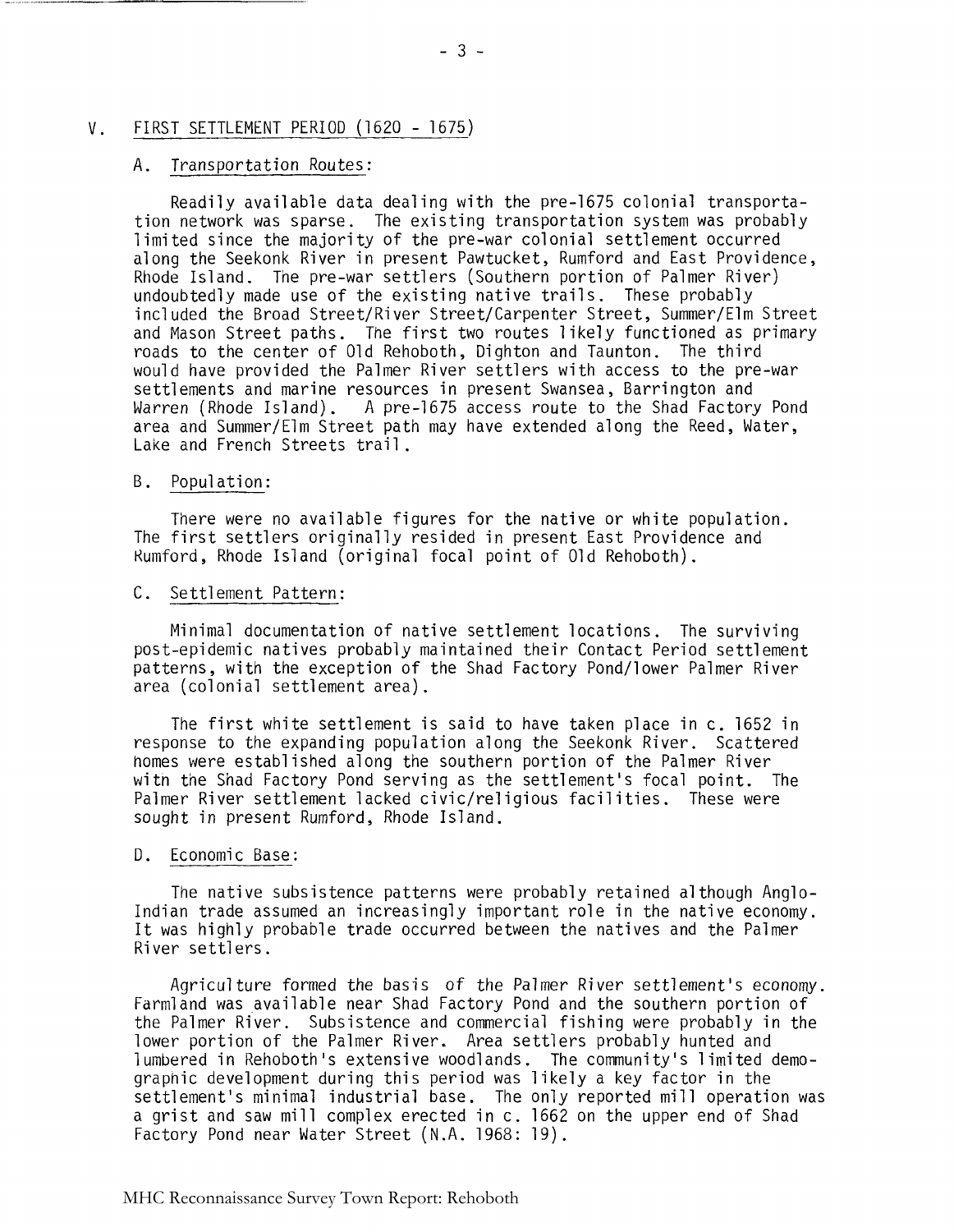## V. FIRST SETTLEMENT PERIOD (1620 - 1675)

### A. Transportation Routes:

Readily available data dealing with the pre-1675 colonial transportation network was sparse. The existing transportation system was probably limited since the majority of the pre-war colonial settlement occurred along the Seekonk River in present Pawtucket, Rumford and East Providence, Rhode Island. The pre-war settlers (Southern portion of Palmer River) undoubtedly made use of the existing native trails. These probably included the Broad Street/River Street/Carpenter Street, Summer/Elm Street and Mason Street paths. The first two routes likely functioned as primary roads to the center of Old Rehoboth, Dighton and Taunton. The third would have provided the Palmer River settlers with access to the pre-war settlements and marine resources in present Swansea, Barrington and Warren (Rhode Island). A pre-1675 access route to the Shad Factory Pond area and Summer/Elm Street path may have extended along the Reed, Water, Lake and French Streets trail.

### B. Population:

There were no available figures for the native or white population. The first settlers originally resided in present East Providence and Rumford, Rhode Island (original focal point of Old Rehoboth).

### C. Settlement Pattern:

Minimal documentation of native settlement locations. The surviving post-epidemic natives probably maintained their Contact Period settlement patterns, with the exception of the Shad Factory Pond/lower Palmer River area (colonial settlement area).

The first white settlement is said to have taken place in c. 1652 in response to the expanding population along the Seekonk River. Scattered homes were established along the southern portion of the Palmer River with the Shad Factory Pond serving as the settlement's focal point. The Palmer River settlement lacked civic/religious facilities. These were sought in present Rumford, Rhode Island.

### D. Economic Base:

The native subsistence patterns were probably retained although Anglo-Indian trade assumed an increasingly important role in the native economy. It was highly probable trade occurred between the natives and the Palmer River settlers.

Agriculture formed the basis of the Palmer River settlement's economy. Farmland was available near Shad Factory Pond and the southern portion of the Palmer River. Subsistence and commercial fishing were probably in the lower portion of the Palmer River. Area settlers probably hunted and lumbered in Rehoboth's extensive woodlands. The community's limited demographic development during this period was likely a key factor in the settlement's minimal industrial base. The only reported mill operation was a grist and saw mill complex erected in c. 1662 on the upper end of Shad Factory Pond near Water Street (N.A. 1968: 19).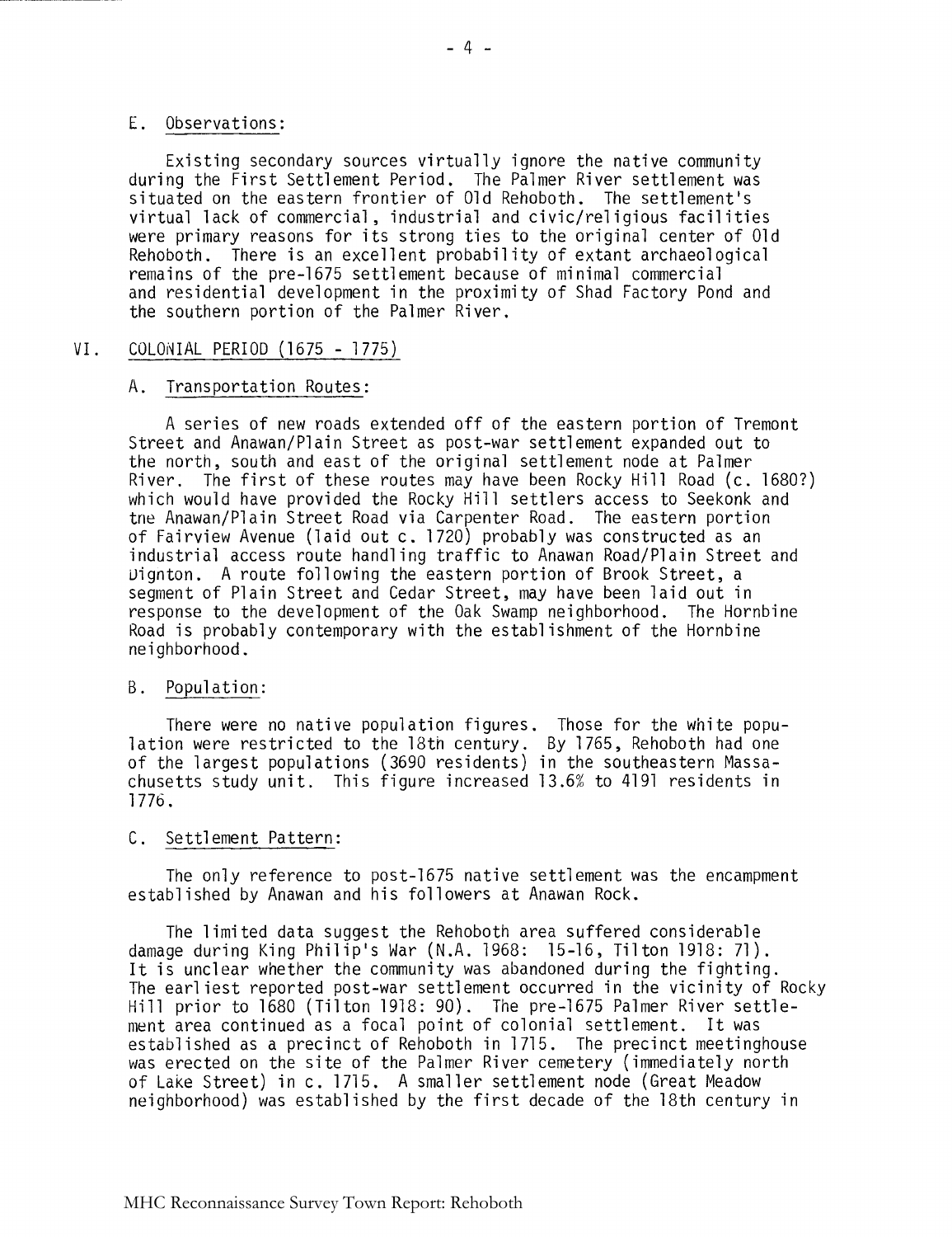### E. Observations:

Existing secondary sources virtually ignore the native community during the First Settlement Period. The Palmer River settlement was situated on the eastern frontier of Old Rehoboth. The settlement's virtual lack of commercial, industrial and civic/religious facilities were primary reasons for its strong ties to the original center of Old Rehoboth. There is an excellent probability of extant archaeological remains of the pre-1675 settlement because of minimal commercial and residential development in the proximity of Shad Factory Pond and the southern portion of the Palmer River.

## VI. COLONIAL PERIOD (1675 - 1775)

### A. Transportation Routes:

A series of new roads extended off of the eastern portion of Tremont Street and Anawan/Plain Street as post-war settlement expanded out to the north, south and east of the original settlement node at Palmer River. The first of these routes may have been Rocky Hill Road (c. 1680?) which would have provided the Rocky Hill settlers access to Seekonk and the Anawan/Plain Street Road via Carpenter Road. The eastern portion of Fairview Avenue (laid out c. 1720) probably was constructed as an industrial access route handling traffic to Anawan Road/Plain Street and Dighton. A route following the eastern portion of Brook Street, a segment of Plain Street and Cedar Street, may have been laid out in response to the development of the Oak Swamp neighborhood. The Hornbine Road is probably contemporary with the establishment of the Hornbine neighborhood.

### B. Population:

There were no native population figures. Those for the white population were restricted to the 18th century. By 1765, Rehoboth had one of the largest populations (3690 residents) in the southeastern Massachusetts study unit. This figure increased 13.6% to 4191 residents in 1776.

### C. Settlement Pattern:

The only reference to post-1675 native settlement was the encampment established by Anawan and his followers at Anawan Rock.

The limited data suggest the Rehoboth area suffered considerable damage during King Philip's War (N.A. 1968: 15-16, Tilton 1918: 71). It is unclear whether the community was abandoned during the fighting. The earliest reported post-war settlement occurred in the vicinity of Rocky Hill prior to 1680 (Tilton 1918: 90). The pre-1675 Palmer River settlement area continued as a focal point of colonial settlement. It was established as a precinct of Rehoboth in 1715. The precinct meetinghouse was erected on the site of the Palmer River cemetery (immediately north of Lake Street) in c. 1715. A smaller settlement node (Great Meadow neighborhood) was established by the first decade of the 18th century in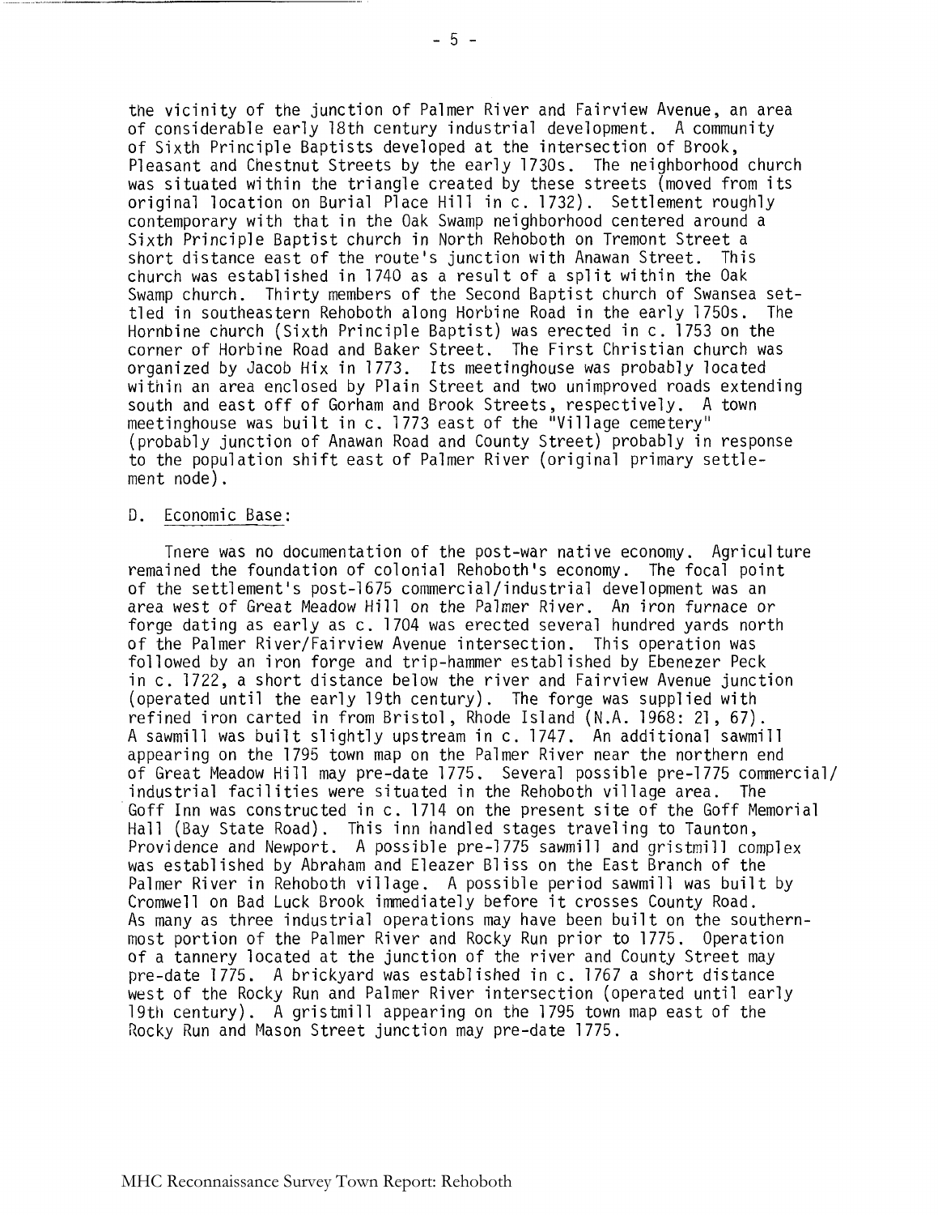the vicinity of the junction of Palmer River and Fairview Avenue, an area of considerable early 18th century industrial development. A community of Sixth Principle Baptists developed at the intersection of Brook, Pleasant and Chestnut Streets by the early 1730s. The neighborhood church was situated within the triangle created by these streets (moved from its original location on Burial Place Hill in c. 1732). Settlement roughly contemporary with that in the Oak Swamp neighborhood centered around a Sixth Principle Baptist church in North Rehoboth on Tremont Street a short distance east of the route's junction with Anawan Street. This church was established in 1740 as a result of a split within the Oak Swamp church. Thirty members of the Second Baptist church of Swansea settled in southeastern Rehoboth along Horbine Road in the early 1750s. The Hornbine church (Sixth Principle Baptist) was erected in c. 1753 on the corner of Horbine Road and Baker Street. The First Christian church was organized by Jacob Hix in 1773. Its meetinghouse was probably located within an area enclosed by Plain Street and two unimproved roads extending south and east off of Gorham and Brook Streets, respectively. A town meetinghouse was built in c. 1773 east of the "Village cemetery" (probably junction of Anawan Road and County Street) probably in response to the population shift east of Palmer River (original primary settlement node).

D. Economic Base:

Tnere was no documentation of the post-war native economy. Agriculture remained the foundation of colonial Rehoboth's economy. The focal point of the settlement's post-1675 commercial/industrial development was an area west of Great Meadow Hill on the Palmer River. An iron furnace or forge dating as early as c. 1704 was erected several hundred yards north of the Palmer River/Fairview Avenue intersection. This operation was followed by an iron forge and trip-hammer established by Ebenezer Peck in c. 1722, a short distance below the river and Fairview Avenue junction (operated until the early 19th century). The forge was supplied with refined iron carted in from Bristol, Rhode Island (N.A. 1968: 21, 67). A sawmill was built slightly upstream in c. 1747. An additional sawmill appearing on the 1795 town map on the Palmer River near the northern end of Great Meadow Hill may pre-date 1775. Several possible pre-1775 commercial/industrial facilities were situated in the Rehoboth village area. The Goff Inn was constructed in c. 1714 on the present site of the Goff Memorial Hall (Bay State Road). This inn handled stages traveling to Taunton, Providence and Newport. A possible pre-1775 sawmill and gristmill complex was established by Abraham and Eleazer Bliss on the East Branch of the Palmer River in Rehoboth village. A possible period sawmill was built by Cromwell on Bad Luck Brook immediately before it crosses County Road. As many as three industrial operations may have been built on the southernmost portion of the Palmer River and Rocky Run prior to 1775. Operation of a tannery located at the junction of the river and County Street may pre-date 1775. A brickyard was established in c. 1767 a short distance west of the Rocky Run and Palmer River intersection (operated until early 19th century). A gristmill appearing on the 1795 town map east of the Rocky Run and Mason Street junction may pre-date 1775.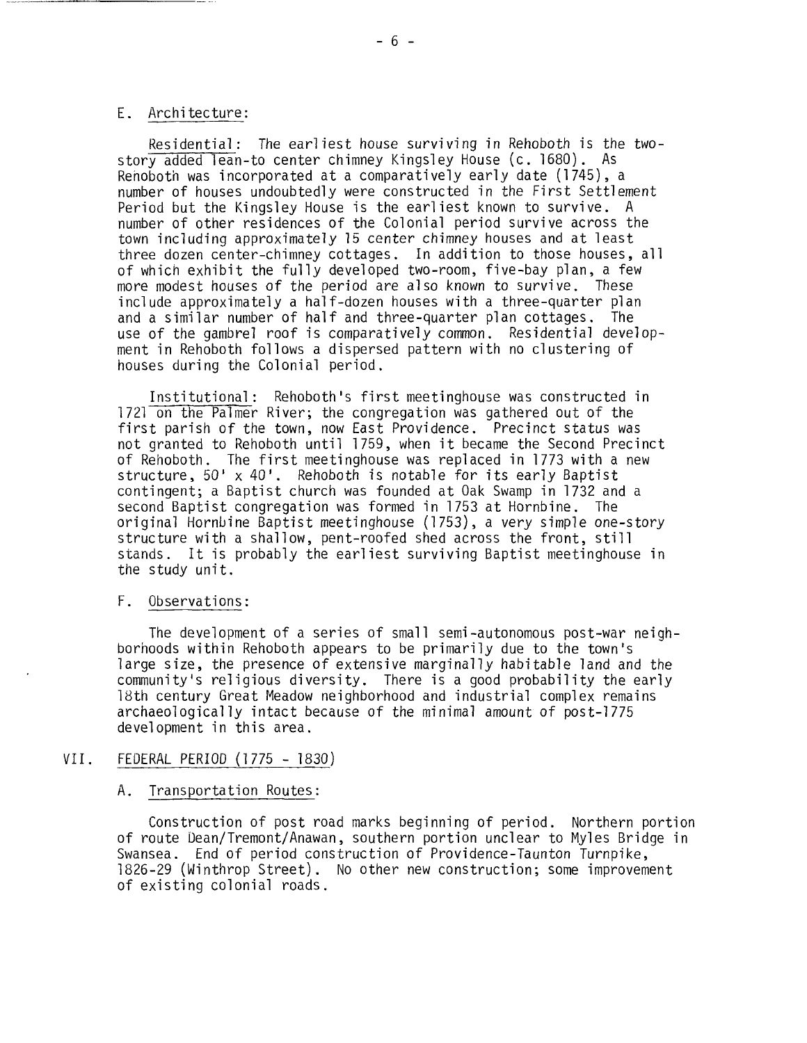### E. Architecture:

Residential: The earliest house surviving in Rehoboth is the two-story added lean-to center chimney Kingsley House (c. 1680). As Rehoboth was incorporated at a comparatively early date (1745), a number of houses undoubtedly were constructed in the First Settlement Period but the Kingsley House is the earliest known to survive. A number of other residences of the Colonial period survive across the town including approximately 15 center chimney houses and at least three dozen center-chimney cottages. In addition to those houses, all of which exhibit the fully developed two-room, five-bay plan, a few more modest houses of the period are also known to survive. These include approximately a half-dozen houses with a three-quarter plan and a similar number of half and three-quarter plan cottages. The use of the gambrel roof is comparatively common. Residential development in Rehoboth follows a dispersed pattern with no clustering of houses during the Colonial period.

Institutional: Rehoboth's first meetinghouse was constructed in 1721 on the Palmer River; the congregation was gathered out of the first parish of the town, now East Providence. Precinct status was not granted to Rehoboth until 1759, when it became the Second Precinct of Rehoboth. The first meetinghouse was replaced in 1773 with a new structure, 50' x 40'. Rehoboth is notable for its early Baptist contingent; a Baptist church was founded at Oak Swamp in 1732 and a second Baptist congregation was formed in 1753 at Hornbine. The original Hornbine Baptist meetinghouse (1753), a very simple one-story structure with a shallow, pent-roofed shed across the front, still stands. It is probably the earliest surviving Baptist meetinghouse in the study unit.

### F. Observations:

The development of a series of small semi-autonomous post-war neighborhoods within Rehoboth appears to be primarily due to the town's large size, the presence of extensive marginally habitable land and the community's religious diversity. There is a good probability the early 18th century Great Meadow neighborhood and industrial complex remains archaeologically intact because of the minimal amount of post-1775 development in this area.

## VII. FEDERAL PERIOD (1775 - 1830)

### A. Transportation Routes:

Construction of post road marks beginning of period. Northern portion of route Dean/Tremont/Anawan, southern portion unclear to Myles Bridge in Swansea. End of period construction of Providence-Taunton Turnpike, 1826-29 (Winthrop Street). No other new construction; some improvement of existing colonial roads.